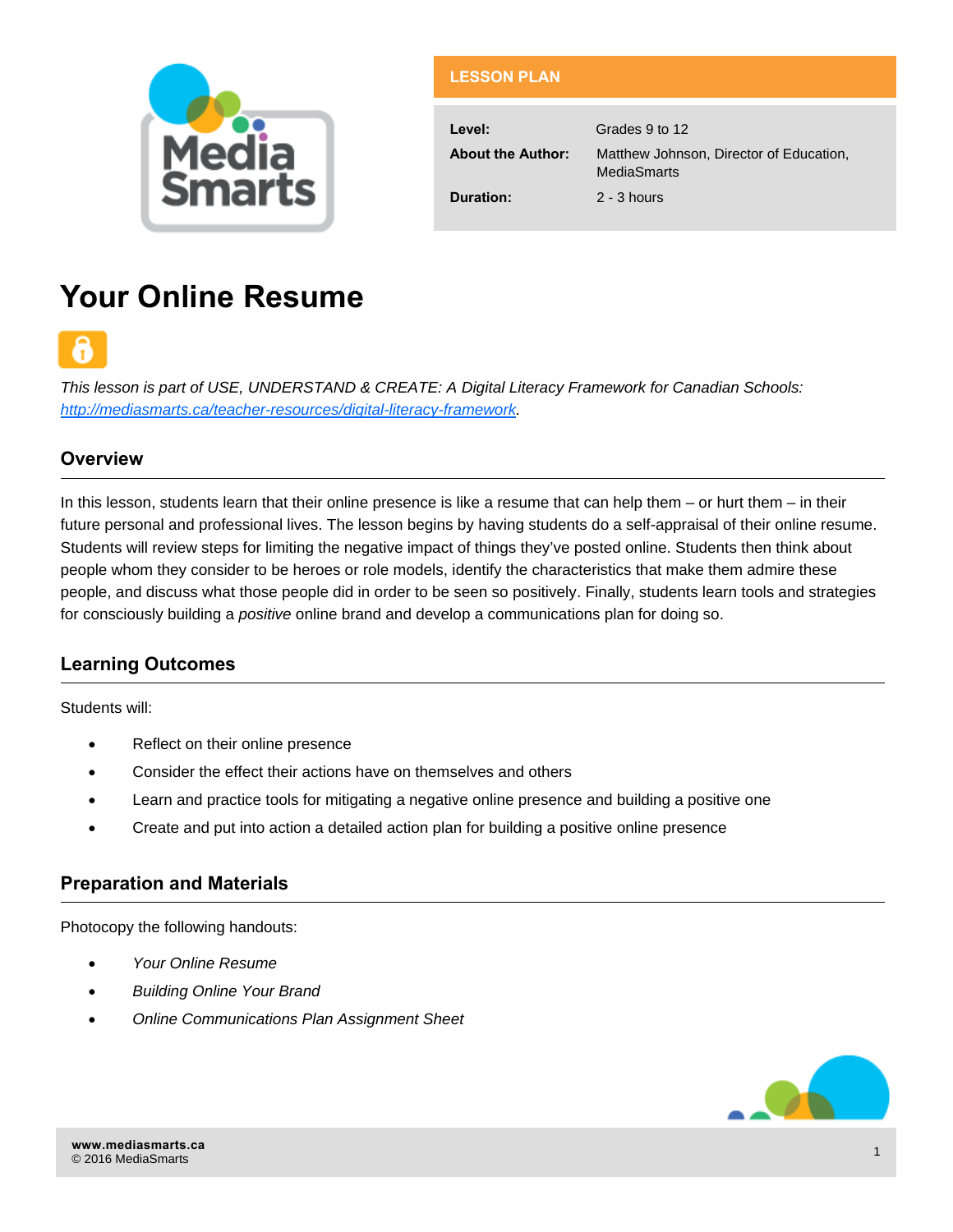**LESSON PLAN**

| | |
|---|---|
| **Level:** | Grades 9 to 12 |
| **About the Author:** | Matthew Johnson, Director of Education, MediaSmarts |
| **Duration:** | 2 - 3 hours |

# Your Online Resume

*This lesson is part of USE, UNDERSTAND & CREATE: A Digital Literacy Framework for Canadian Schools: http://mediasmarts.ca/teacher-resources/digital-literacy-framework.*

## Overview

In this lesson, students learn that their online presence is like a resume that can help them – or hurt them – in their future personal and professional lives. The lesson begins by having students do a self-appraisal of their online resume. Students will review steps for limiting the negative impact of things they've posted online. Students then think about people whom they consider to be heroes or role models, identify the characteristics that make them admire these people, and discuss what those people did in order to be seen so positively. Finally, students learn tools and strategies for consciously building a *positive* online brand and develop a communications plan for doing so.

## Learning Outcomes

Students will:

- Reflect on their online presence
- Consider the effect their actions have on themselves and others
- Learn and practice tools for mitigating a negative online presence and building a positive one
- Create and put into action a detailed action plan for building a positive online presence

## Preparation and Materials

Photocopy the following handouts:

- *Your Online Resume*
- *Building Online Your Brand*
- *Online Communications Plan Assignment Sheet*

**www.mediasmarts.ca**
© 2016 MediaSmarts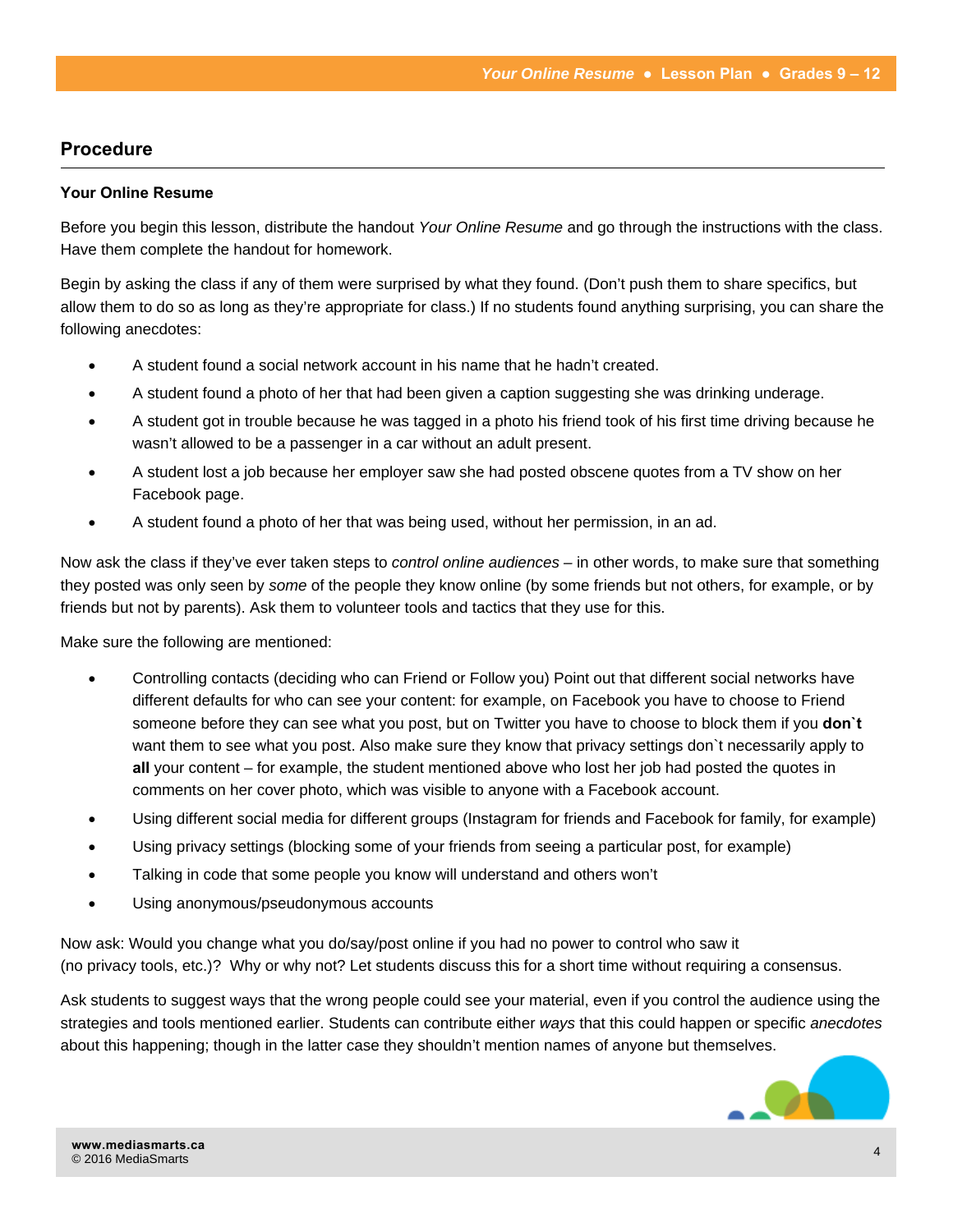## Procedure

### Your Online Resume

Before you begin this lesson, distribute the handout *Your Online Resume* and go through the instructions with the class. Have them complete the handout for homework.

Begin by asking the class if any of them were surprised by what they found. (Don't push them to share specifics, but allow them to do so as long as they're appropriate for class.) If no students found anything surprising, you can share the following anecdotes:

- A student found a social network account in his name that he hadn't created.
- A student found a photo of her that had been given a caption suggesting she was drinking underage.
- A student got in trouble because he was tagged in a photo his friend took of his first time driving because he wasn't allowed to be a passenger in a car without an adult present.
- A student lost a job because her employer saw she had posted obscene quotes from a TV show on her Facebook page.
- A student found a photo of her that was being used, without her permission, in an ad.

Now ask the class if they've ever taken steps to *control online audiences* – in other words, to make sure that something they posted was only seen by *some* of the people they know online (by some friends but not others, for example, or by friends but not by parents). Ask them to volunteer tools and tactics that they use for this.

Make sure the following are mentioned:

- Controlling contacts (deciding who can Friend or Follow you) Point out that different social networks have different defaults for who can see your content: for example, on Facebook you have to choose to Friend someone before they can see what you post, but on Twitter you have to choose to block them if you **don`t** want them to see what you post. Also make sure they know that privacy settings don`t necessarily apply to **all** your content – for example, the student mentioned above who lost her job had posted the quotes in comments on her cover photo, which was visible to anyone with a Facebook account.
- Using different social media for different groups (Instagram for friends and Facebook for family, for example)
- Using privacy settings (blocking some of your friends from seeing a particular post, for example)
- Talking in code that some people you know will understand and others won't
- Using anonymous/pseudonymous accounts

Now ask: Would you change what you do/say/post online if you had no power to control who saw it (no privacy tools, etc.)? Why or why not? Let students discuss this for a short time without requiring a consensus.

Ask students to suggest ways that the wrong people could see your material, even if you control the audience using the strategies and tools mentioned earlier. Students can contribute either *ways* that this could happen or specific *anecdotes* about this happening; though in the latter case they shouldn't mention names of anyone but themselves.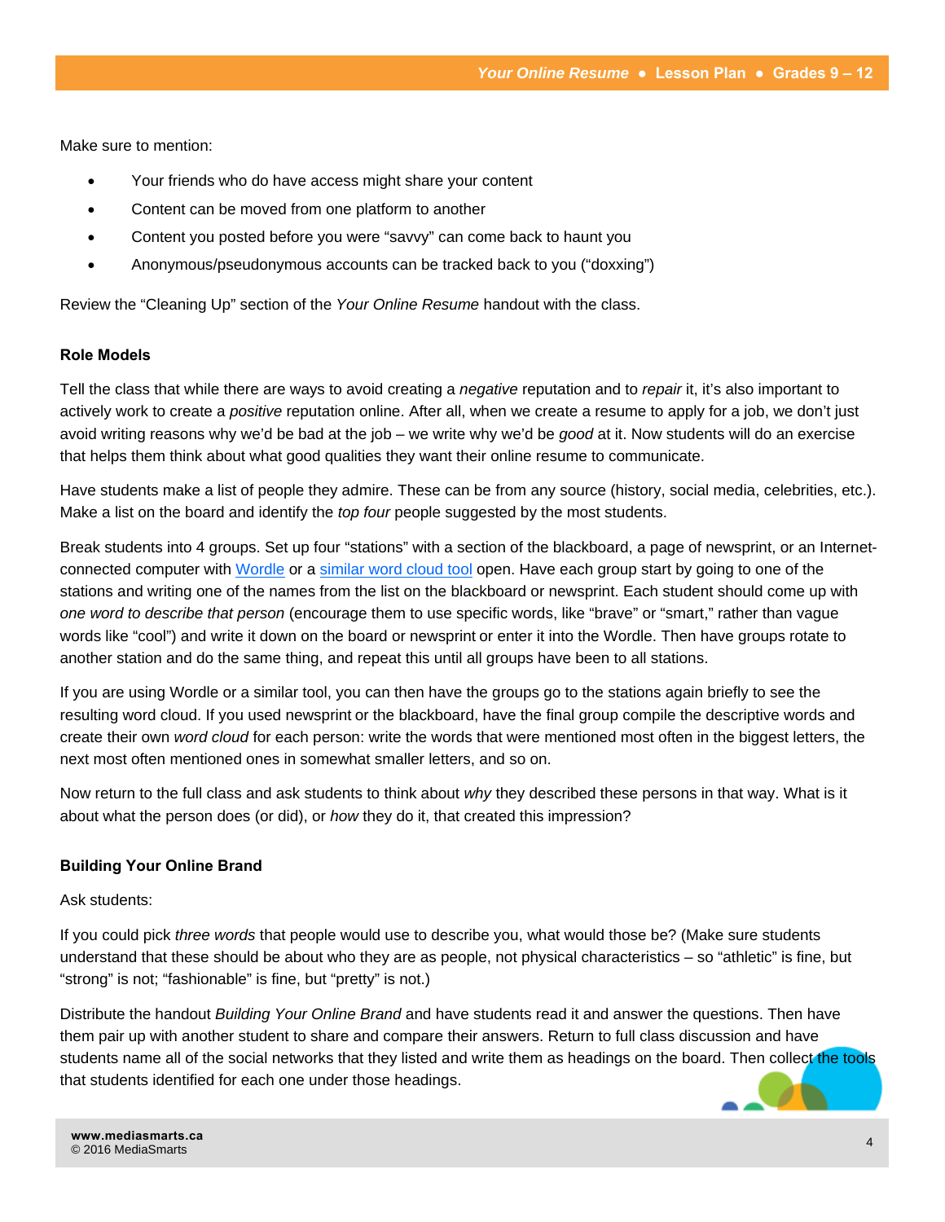Make sure to mention:

- Your friends who do have access might share your content
- Content can be moved from one platform to another
- Content you posted before you were "savvy" can come back to haunt you
- Anonymous/pseudonymous accounts can be tracked back to you ("doxxing")

Review the "Cleaning Up" section of the *Your Online Resume* handout with the class.

### Role Models

Tell the class that while there are ways to avoid creating a *negative* reputation and to *repair* it, it's also important to actively work to create a *positive* reputation online. After all, when we create a resume to apply for a job, we don't just avoid writing reasons why we'd be bad at the job – we write why we'd be *good* at it. Now students will do an exercise that helps them think about what good qualities they want their online resume to communicate.

Have students make a list of people they admire. These can be from any source (history, social media, celebrities, etc.). Make a list on the board and identify the *top four* people suggested by the most students.

Break students into 4 groups. Set up four "stations" with a section of the blackboard, a page of newsprint, or an Internet-connected computer with Wordle or a similar word cloud tool open. Have each group start by going to one of the stations and writing one of the names from the list on the blackboard or newsprint. Each student should come up with *one word to describe that person* (encourage them to use specific words, like "brave" or "smart," rather than vague words like "cool") and write it down on the board or newsprint or enter it into the Wordle. Then have groups rotate to another station and do the same thing, and repeat this until all groups have been to all stations.

If you are using Wordle or a similar tool, you can then have the groups go to the stations again briefly to see the resulting word cloud. If you used newsprint or the blackboard, have the final group compile the descriptive words and create their own *word cloud* for each person: write the words that were mentioned most often in the biggest letters, the next most often mentioned ones in somewhat smaller letters, and so on.

Now return to the full class and ask students to think about *why* they described these persons in that way. What is it about what the person does (or did), or *how* they do it, that created this impression?

### Building Your Online Brand

Ask students:

If you could pick *three words* that people would use to describe you, what would those be? (Make sure students understand that these should be about who they are as people, not physical characteristics – so "athletic" is fine, but "strong" is not; "fashionable" is fine, but "pretty" is not.)

Distribute the handout *Building Your Online Brand* and have students read it and answer the questions. Then have them pair up with another student to share and compare their answers. Return to full class discussion and have students name all of the social networks that they listed and write them as headings on the board. Then collect the tools that students identified for each one under those headings.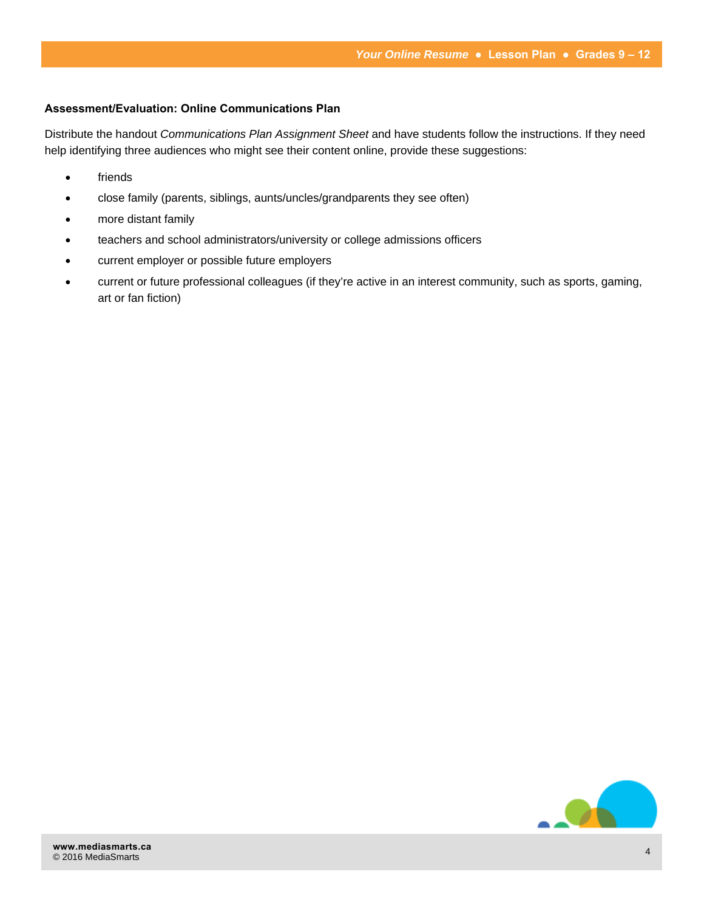**Assessment/Evaluation: Online Communications Plan**

Distribute the handout *Communications Plan Assignment Sheet* and have students follow the instructions. If they need help identifying three audiences who might see their content online, provide these suggestions:

- friends
- close family (parents, siblings, aunts/uncles/grandparents they see often)
- more distant family
- teachers and school administrators/university or college admissions officers
- current employer or possible future employers
- current or future professional colleagues (if they're active in an interest community, such as sports, gaming, art or fan fiction)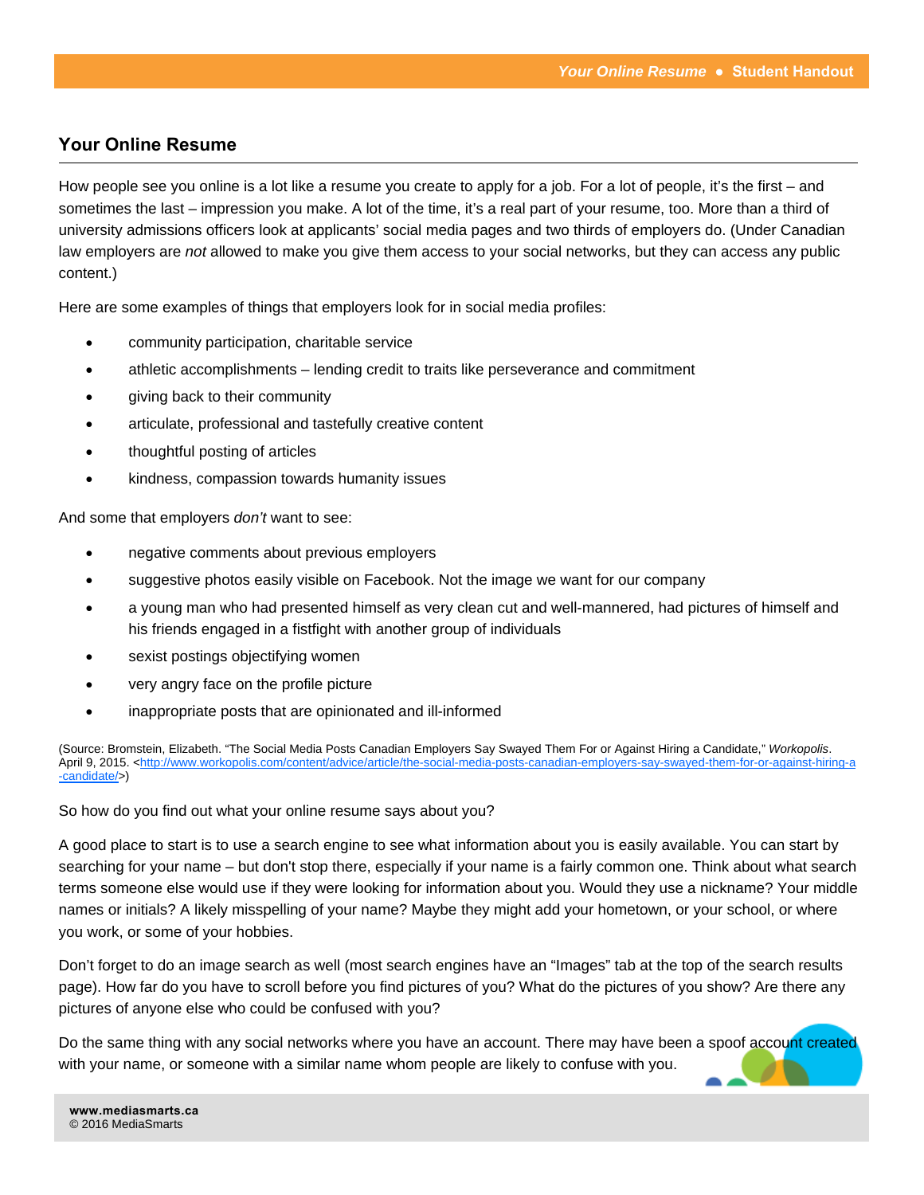## Your Online Resume

How people see you online is a lot like a resume you create to apply for a job. For a lot of people, it's the first – and sometimes the last – impression you make. A lot of the time, it's a real part of your resume, too. More than a third of university admissions officers look at applicants' social media pages and two thirds of employers do. (Under Canadian law employers are *not* allowed to make you give them access to your social networks, but they can access any public content.)

Here are some examples of things that employers look for in social media profiles:

- community participation, charitable service
- athletic accomplishments – lending credit to traits like perseverance and commitment
- giving back to their community
- articulate, professional and tastefully creative content
- thoughtful posting of articles
- kindness, compassion towards humanity issues

And some that employers *don't* want to see:

- negative comments about previous employers
- suggestive photos easily visible on Facebook. Not the image we want for our company
- a young man who had presented himself as very clean cut and well-mannered, had pictures of himself and his friends engaged in a fistfight with another group of individuals
- sexist postings objectifying women
- very angry face on the profile picture
- inappropriate posts that are opinionated and ill-informed

(Source: Bromstein, Elizabeth. "The Social Media Posts Canadian Employers Say Swayed Them For or Against Hiring a Candidate," *Workopolis*. April 9, 2015. <http://www.workopolis.com/content/advice/article/the-social-media-posts-canadian-employers-say-swayed-them-for-or-against-hiring-a-candidate/>)

So how do you find out what your online resume says about you?

A good place to start is to use a search engine to see what information about you is easily available. You can start by searching for your name – but don't stop there, especially if your name is a fairly common one. Think about what search terms someone else would use if they were looking for information about you. Would they use a nickname? Your middle names or initials? A likely misspelling of your name? Maybe they might add your hometown, or your school, or where you work, or some of your hobbies.

Don't forget to do an image search as well (most search engines have an "Images" tab at the top of the search results page). How far do you have to scroll before you find pictures of you? What do the pictures of you show? Are there any pictures of anyone else who could be confused with you?

Do the same thing with any social networks where you have an account. There may have been a spoof account created with your name, or someone with a similar name whom people are likely to confuse with you.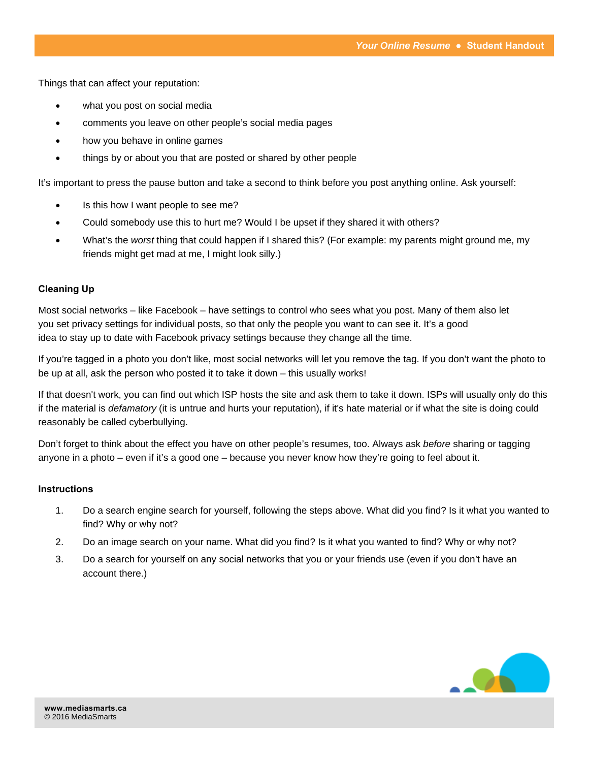Things that can affect your reputation:

- what you post on social media
- comments you leave on other people's social media pages
- how you behave in online games
- things by or about you that are posted or shared by other people

It's important to press the pause button and take a second to think before you post anything online. Ask yourself:

- Is this how I want people to see me?
- Could somebody use this to hurt me? Would I be upset if they shared it with others?
- What's the *worst* thing that could happen if I shared this? (For example: my parents might ground me, my friends might get mad at me, I might look silly.)

### Cleaning Up

Most social networks – like Facebook – have settings to control who sees what you post. Many of them also let you set privacy settings for individual posts, so that only the people you want to can see it. It's a good idea to stay up to date with Facebook privacy settings because they change all the time.

If you're tagged in a photo you don't like, most social networks will let you remove the tag. If you don't want the photo to be up at all, ask the person who posted it to take it down – this usually works!

If that doesn't work, you can find out which ISP hosts the site and ask them to take it down. ISPs will usually only do this if the material is *defamatory* (it is untrue and hurts your reputation), if it's hate material or if what the site is doing could reasonably be called cyberbullying.

Don't forget to think about the effect you have on other people's resumes, too. Always ask *before* sharing or tagging anyone in a photo – even if it's a good one – because you never know how they're going to feel about it.

### Instructions

1. Do a search engine search for yourself, following the steps above. What did you find? Is it what you wanted to find? Why or why not?
2. Do an image search on your name. What did you find? Is it what you wanted to find? Why or why not?
3. Do a search for yourself on any social networks that you or your friends use (even if you don't have an account there.)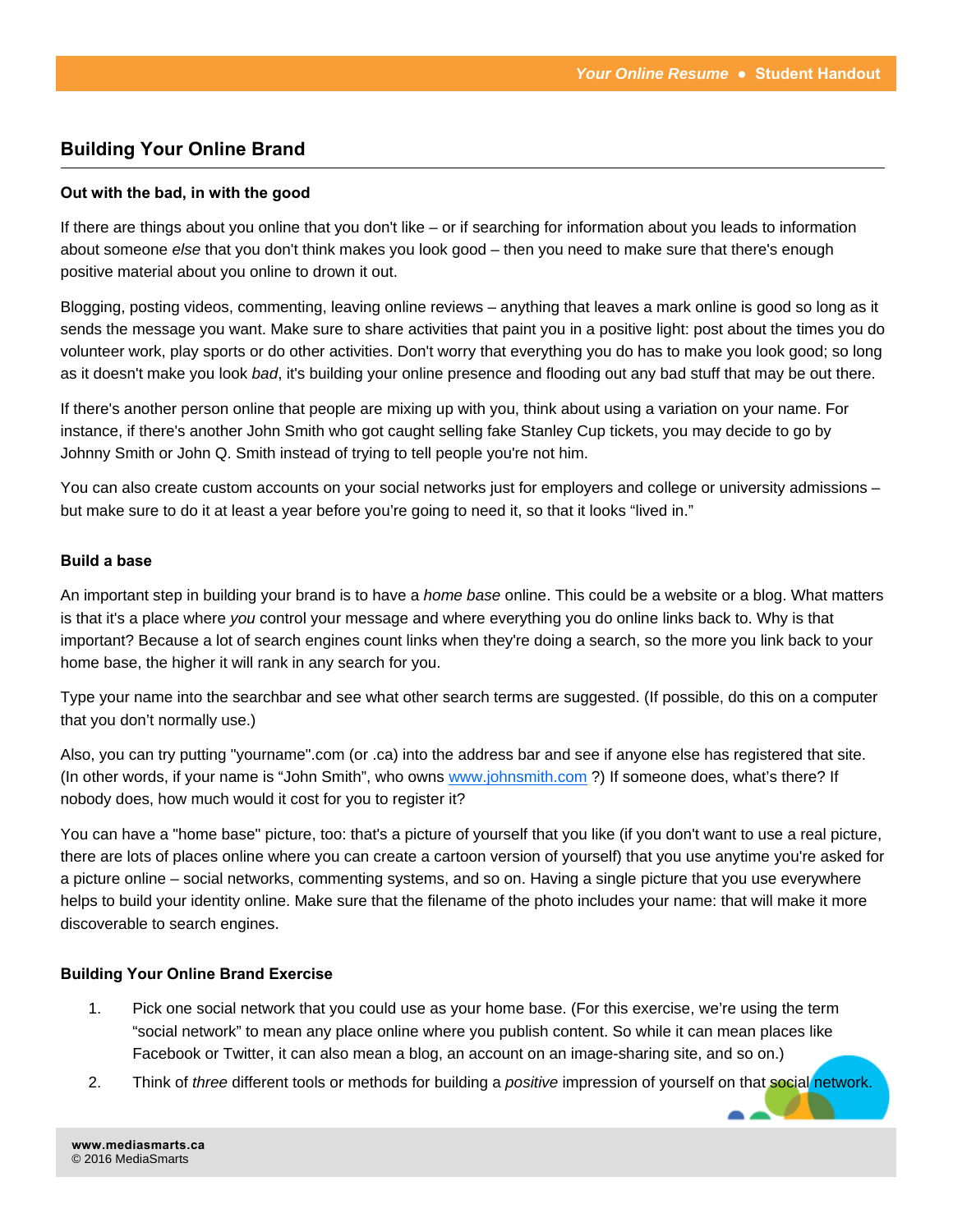## Building Your Online Brand

### Out with the bad, in with the good

If there are things about you online that you don't like – or if searching for information about you leads to information about someone *else* that you don't think makes you look good – then you need to make sure that there's enough positive material about you online to drown it out.

Blogging, posting videos, commenting, leaving online reviews – anything that leaves a mark online is good so long as it sends the message you want. Make sure to share activities that paint you in a positive light: post about the times you do volunteer work, play sports or do other activities. Don't worry that everything you do has to make you look good; so long as it doesn't make you look *bad*, it's building your online presence and flooding out any bad stuff that may be out there.

If there's another person online that people are mixing up with you, think about using a variation on your name. For instance, if there's another John Smith who got caught selling fake Stanley Cup tickets, you may decide to go by Johnny Smith or John Q. Smith instead of trying to tell people you're not him.

You can also create custom accounts on your social networks just for employers and college or university admissions – but make sure to do it at least a year before you're going to need it, so that it looks "lived in."

### Build a base

An important step in building your brand is to have a *home base* online. This could be a website or a blog. What matters is that it's a place where *you* control your message and where everything you do online links back to. Why is that important? Because a lot of search engines count links when they're doing a search, so the more you link back to your home base, the higher it will rank in any search for you.

Type your name into the searchbar and see what other search terms are suggested. (If possible, do this on a computer that you don't normally use.)

Also, you can try putting "yourname".com (or .ca) into the address bar and see if anyone else has registered that site. (In other words, if your name is "John Smith", who owns www.johnsmith.com ?) If someone does, what's there? If nobody does, how much would it cost for you to register it?

You can have a "home base" picture, too: that's a picture of yourself that you like (if you don't want to use a real picture, there are lots of places online where you can create a cartoon version of yourself) that you use anytime you're asked for a picture online – social networks, commenting systems, and so on. Having a single picture that you use everywhere helps to build your identity online. Make sure that the filename of the photo includes your name: that will make it more discoverable to search engines.

### Building Your Online Brand Exercise

1. Pick one social network that you could use as your home base. (For this exercise, we're using the term "social network" to mean any place online where you publish content. So while it can mean places like Facebook or Twitter, it can also mean a blog, an account on an image-sharing site, and so on.)
2. Think of *three* different tools or methods for building a *positive* impression of yourself on that social network.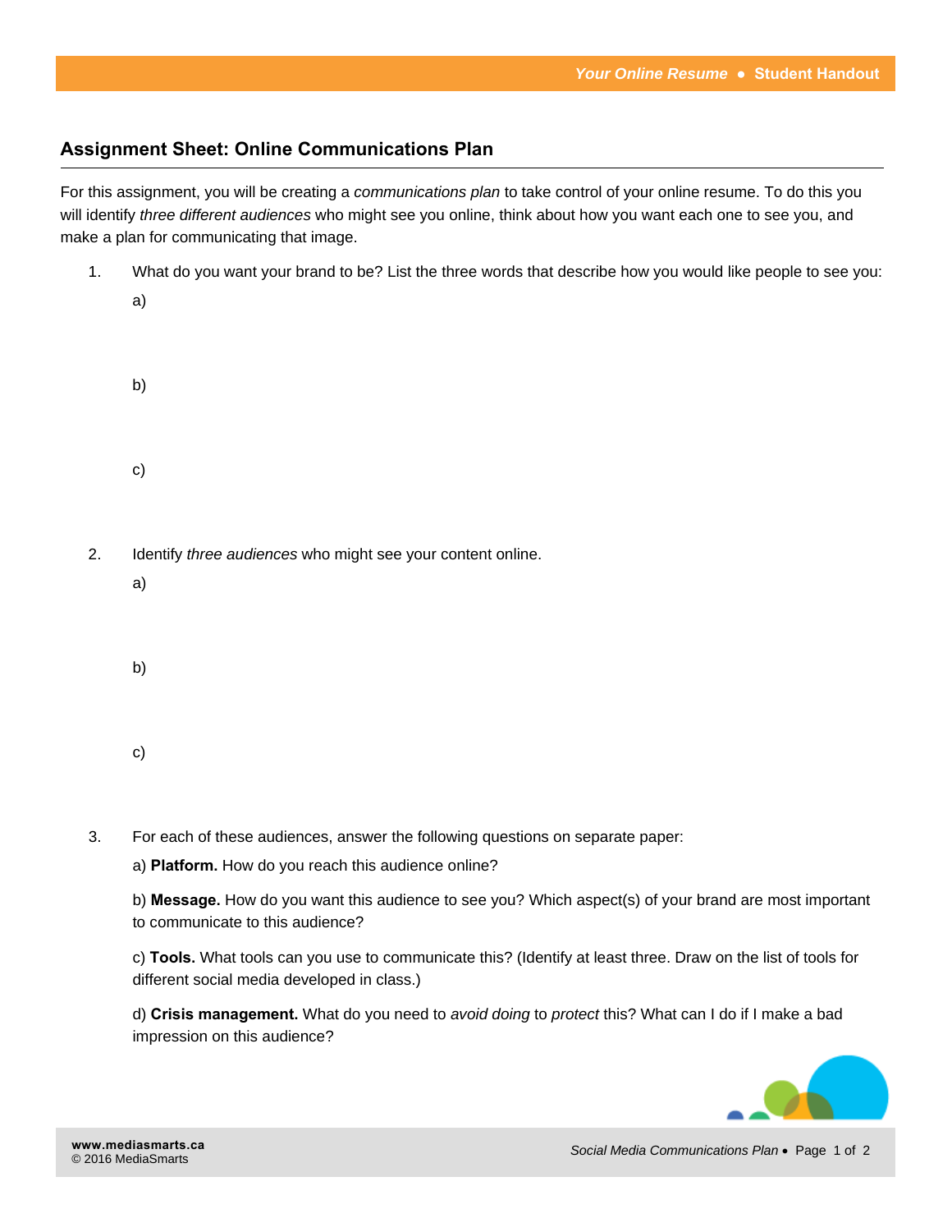## Assignment Sheet: Online Communications Plan

For this assignment, you will be creating a *communications plan* to take control of your online resume. To do this you will identify *three different audiences* who might see you online, think about how you want each one to see you, and make a plan for communicating that image.

1. What do you want your brand to be? List the three words that describe how you would like people to see you:

   a)

   b)

   c)

2. Identify *three audiences* who might see your content online.

   a)

   b)

   c)

3. For each of these audiences, answer the following questions on separate paper:

   a) **Platform.** How do you reach this audience online?

   b) **Message.** How do you want this audience to see you? Which aspect(s) of your brand are most important to communicate to this audience?

   c) **Tools.** What tools can you use to communicate this? (Identify at least three. Draw on the list of tools for different social media developed in class.)

   d) **Crisis management.** What do you need to *avoid doing* to *protect* this? What can I do if I make a bad impression on this audience?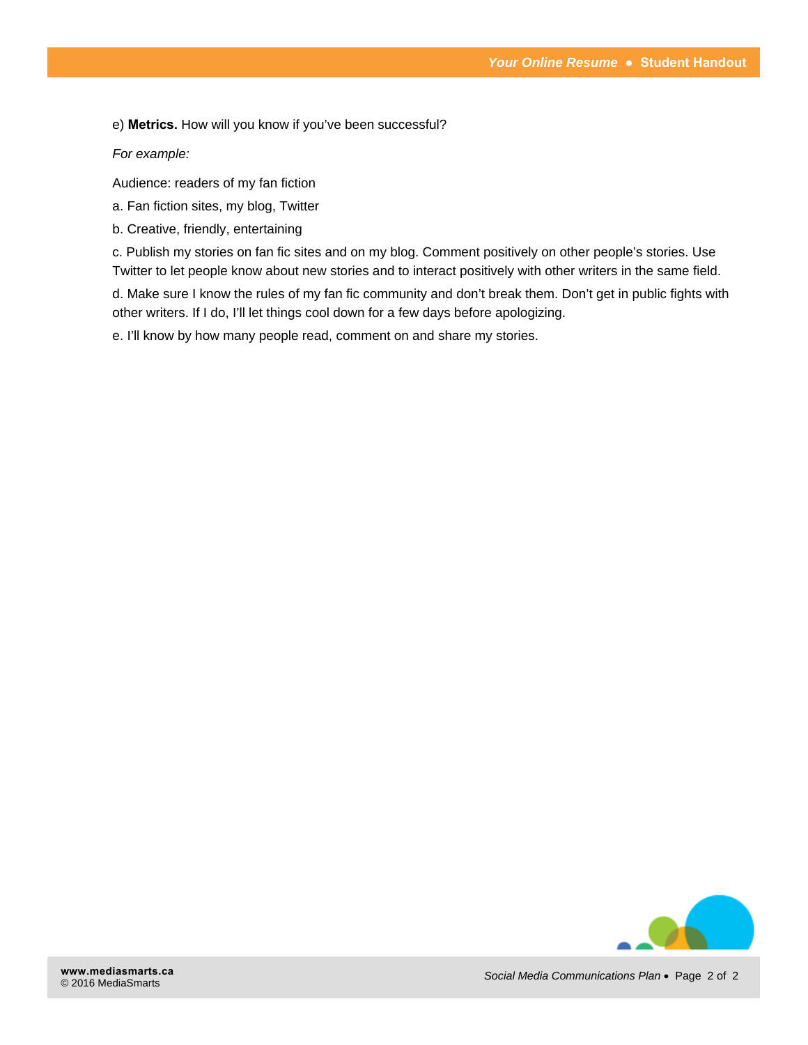e) **Metrics.** How will you know if you've been successful?

*For example:*

Audience: readers of my fan fiction

a. Fan fiction sites, my blog, Twitter

b. Creative, friendly, entertaining

c. Publish my stories on fan fic sites and on my blog. Comment positively on other people's stories. Use Twitter to let people know about new stories and to interact positively with other writers in the same field.

d. Make sure I know the rules of my fan fic community and don't break them. Don't get in public fights with other writers. If I do, I'll let things cool down for a few days before apologizing.

e. I'll know by how many people read, comment on and share my stories.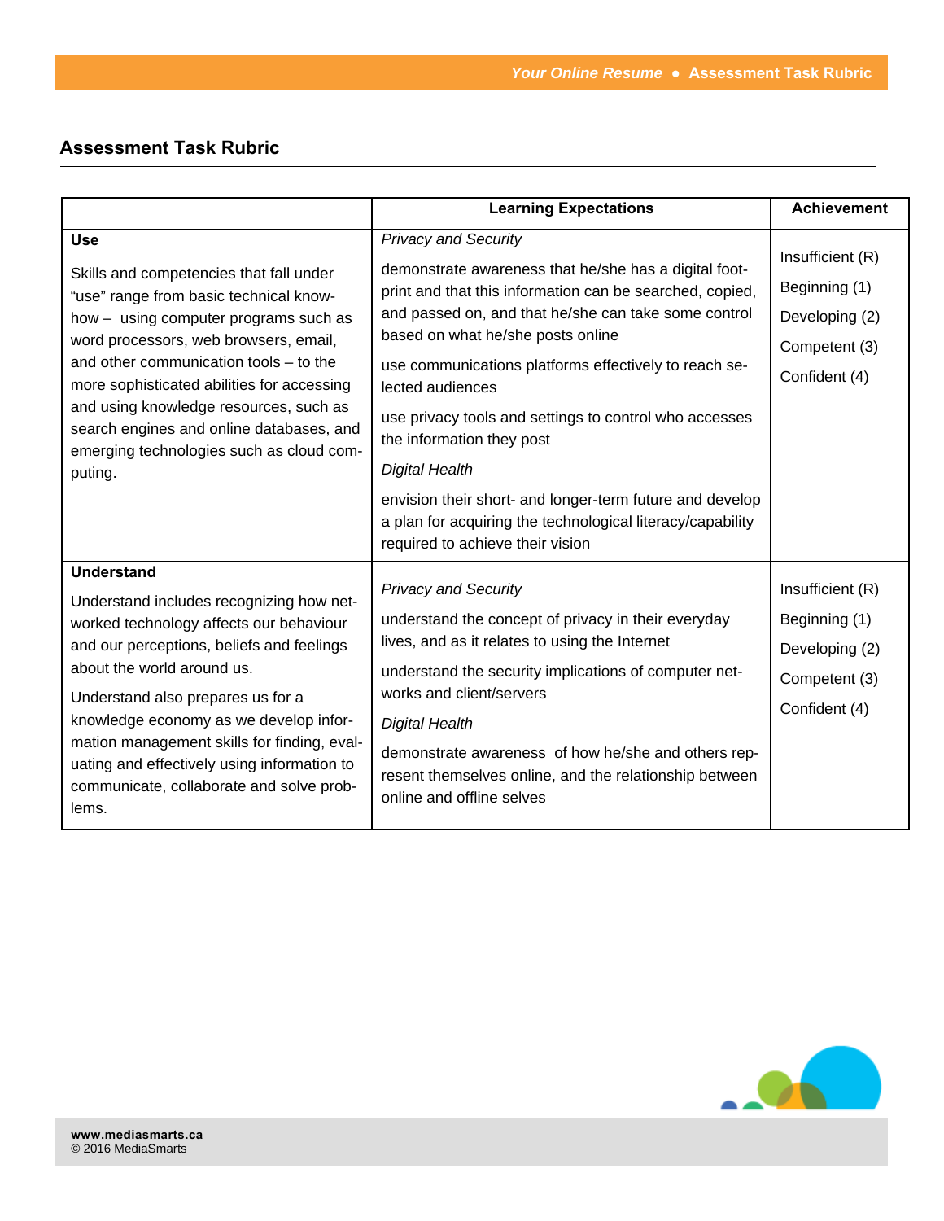## Assessment Task Rubric

| | Learning Expectations | Achievement |
|---|---|---|
| **Use**<br><br>Skills and competencies that fall under "use" range from basic technical know-how – using computer programs such as word processors, web browsers, email, and other communication tools – to the more sophisticated abilities for accessing and using knowledge resources, such as search engines and online databases, and emerging technologies such as cloud computing. | *Privacy and Security*<br><br>demonstrate awareness that he/she has a digital footprint and that this information can be searched, copied, and passed on, and that he/she can take some control based on what he/she posts online<br><br>use communications platforms effectively to reach selected audiences<br><br>use privacy tools and settings to control who accesses the information they post<br><br>*Digital Health*<br><br>envision their short- and longer-term future and develop a plan for acquiring the technological literacy/capability required to achieve their vision | Insufficient (R)<br><br>Beginning (1)<br><br>Developing (2)<br><br>Competent (3)<br><br>Confident (4) |
| **Understand**<br><br>Understand includes recognizing how networked technology affects our behaviour and our perceptions, beliefs and feelings about the world around us.<br><br>Understand also prepares us for a knowledge economy as we develop information management skills for finding, evaluating and effectively using information to communicate, collaborate and solve problems. | *Privacy and Security*<br><br>understand the concept of privacy in their everyday lives, and as it relates to using the Internet<br><br>understand the security implications of computer networks and client/servers<br><br>*Digital Health*<br><br>demonstrate awareness of how he/she and others represent themselves online, and the relationship between online and offline selves | Insufficient (R)<br><br>Beginning (1)<br><br>Developing (2)<br><br>Competent (3)<br><br>Confident (4) |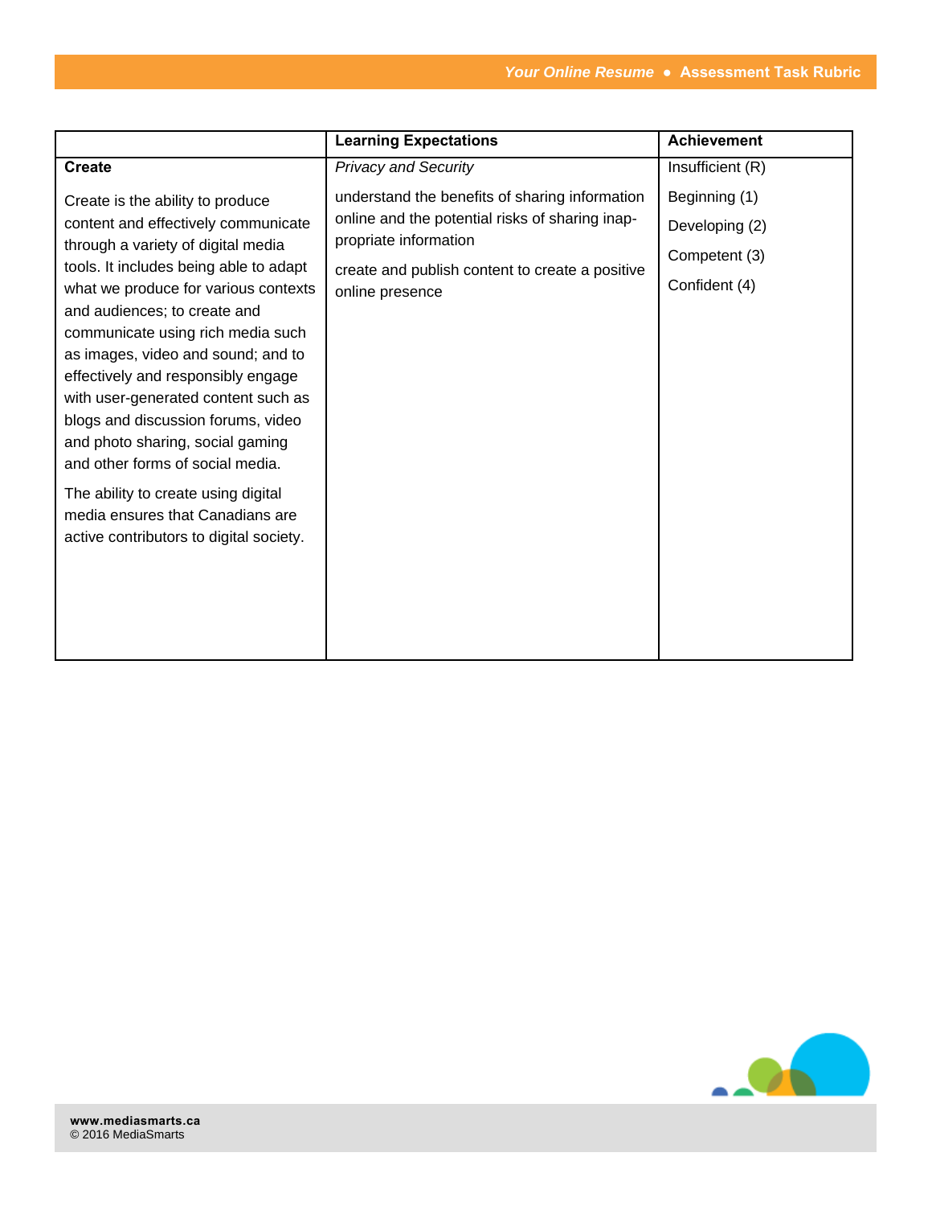| | Learning Expectations | Achievement |
|---|---|---|
| **Create**<br><br>Create is the ability to produce content and effectively communicate through a variety of digital media tools. It includes being able to adapt what we produce for various contexts and audiences; to create and communicate using rich media such as images, video and sound; and to effectively and responsibly engage with user-generated content such as blogs and discussion forums, video and photo sharing, social gaming and other forms of social media.<br><br>The ability to create using digital media ensures that Canadians are active contributors to digital society. | *Privacy and Security*<br><br>understand the benefits of sharing information online and the potential risks of sharing inappropriate information<br><br>create and publish content to create a positive online presence | Insufficient (R)<br><br>Beginning (1)<br><br>Developing (2)<br><br>Competent (3)<br><br>Confident (4) |